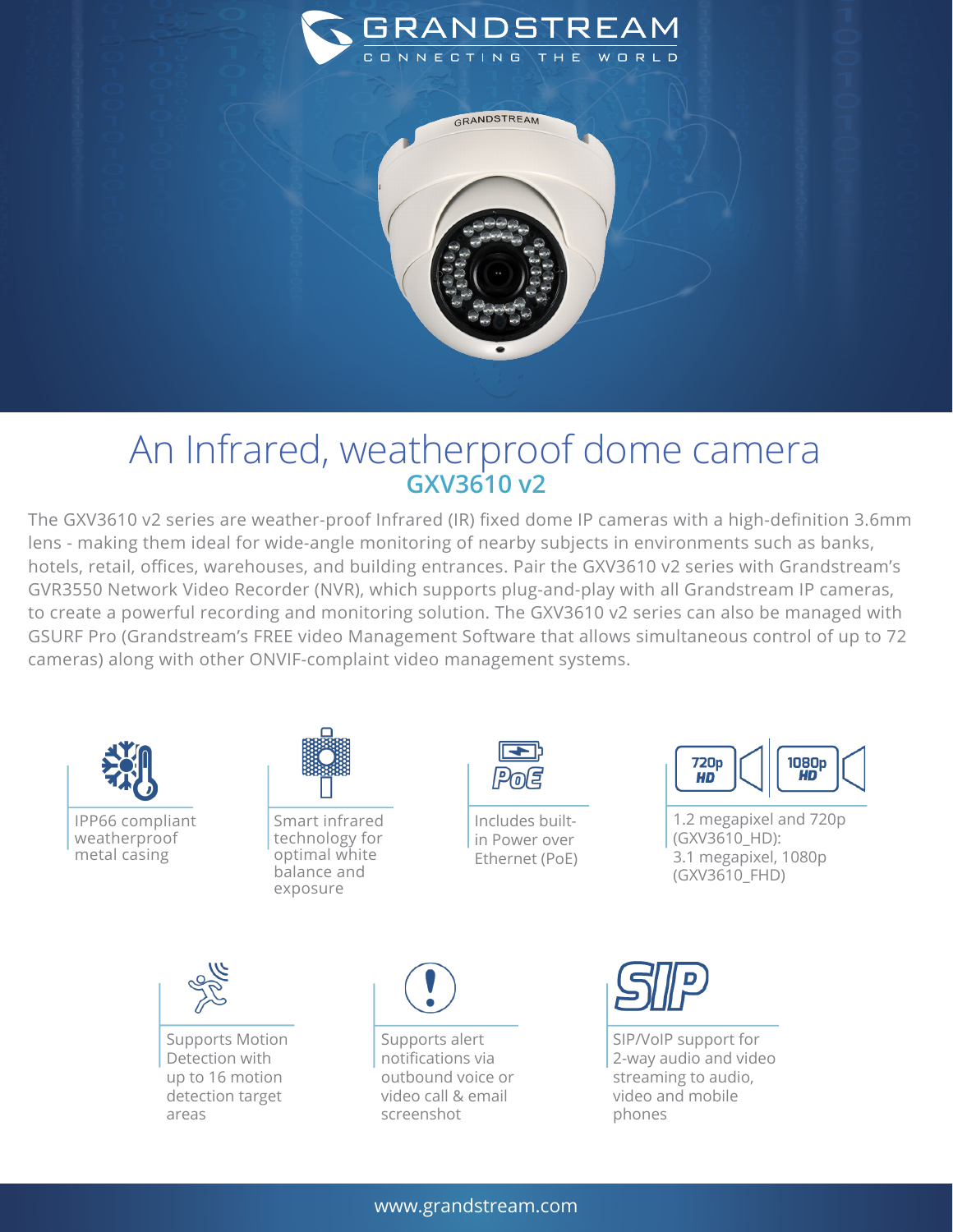# An Infrared, weatherproof dome camera

## GXV3610 v2

The GXV3610 v2 series are weather-proof Infrared (IR) fixed dome IP cameras with a high-definition 3.6mm lens - making them ideal for wide-angle monitoring of nearby subjects in environments such as banks, hotels, retail, offices, warehouses, and building entrances. Pair the GXV3610 v2 series with Grandstream's GVR3550 Network Video Recorder (NVR), which supports plug-and-play with all Grandstream IP cameras, to create a powerful recording and monitoring solution. The GXV3610 v2 series can also be managed with GSURF Pro (Grandstream's FREE video Management Software that allows simultaneous control of up to 72 cameras) along with other ONVIF-complaint video management systems.

- IPP66 compliant weatherproof metal casing
- Smart infrared technology for optimal white balance and exposure
- Includes built-in Power over Ethernet (PoE)
- 1.2 megapixel and 720p (GXV3610_HD): 3.1 megapixel, 1080p (GXV3610_FHD)
- Supports Motion Detection with up to 16 motion detection target areas
- Supports alert notifications via outbound voice or video call & email screenshot
- SIP/VoIP support for 2-way audio and video streaming to audio, video and mobile phones

www.grandstream.com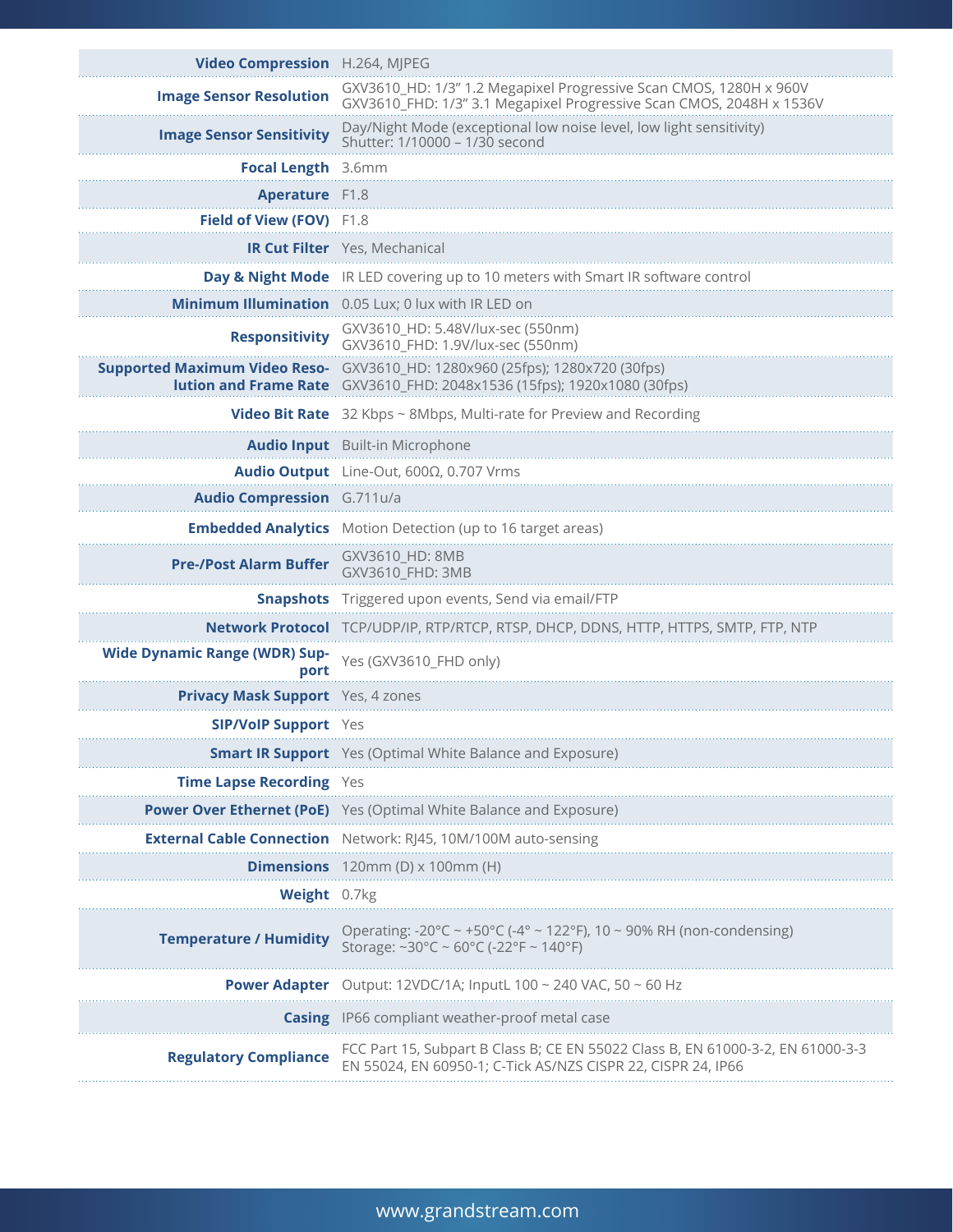| | |
|---|---|
| **Video Compression** | H.264, MJPEG |
| **Image Sensor Resolution** | GXV3610_HD: 1/3" 1.2 Megapixel Progressive Scan CMOS, 1280H x 960V<br>GXV3610_FHD: 1/3" 3.1 Megapixel Progressive Scan CMOS, 2048H x 1536V |
| **Image Sensor Sensitivity** | Day/Night Mode (exceptional low noise level, low light sensitivity)<br>Shutter: 1/10000 – 1/30 second |
| **Focal Length** | 3.6mm |
| **Aperature** | F1.8 |
| **Field of View (FOV)** | F1.8 |
| **IR Cut Filter** | Yes, Mechanical |
| **Day & Night Mode** | IR LED covering up to 10 meters with Smart IR software control |
| **Minimum Illumination** | 0.05 Lux; 0 lux with IR LED on |
| **Responsitivity** | GXV3610_HD: 5.48V/lux-sec (550nm)<br>GXV3610_FHD: 1.9V/lux-sec (550nm) |
| **Supported Maximum Video Resolution and Frame Rate** | GXV3610_HD: 1280x960 (25fps); 1280x720 (30fps)<br>GXV3610_FHD: 2048x1536 (15fps); 1920x1080 (30fps) |
| **Video Bit Rate** | 32 Kbps ~ 8Mbps, Multi-rate for Preview and Recording |
| **Audio Input** | Built-in Microphone |
| **Audio Output** | Line-Out, 600Ω, 0.707 Vrms |
| **Audio Compression** | G.711u/a |
| **Embedded Analytics** | Motion Detection (up to 16 target areas) |
| **Pre-/Post Alarm Buffer** | GXV3610_HD: 8MB<br>GXV3610_FHD: 3MB |
| **Snapshots** | Triggered upon events, Send via email/FTP |
| **Network Protocol** | TCP/UDP/IP, RTP/RTCP, RTSP, DHCP, DDNS, HTTP, HTTPS, SMTP, FTP, NTP |
| **Wide Dynamic Range (WDR) Support** | Yes (GXV3610_FHD only) |
| **Privacy Mask Support** | Yes, 4 zones |
| **SIP/VoIP Support** | Yes |
| **Smart IR Support** | Yes (Optimal White Balance and Exposure) |
| **Time Lapse Recording** | Yes |
| **Power Over Ethernet (PoE)** | Yes (Optimal White Balance and Exposure) |
| **External Cable Connection** | Network: RJ45, 10M/100M auto-sensing |
| **Dimensions** | 120mm (D) x 100mm (H) |
| **Weight** | 0.7kg |
| **Temperature / Humidity** | Operating: -20°C ~ +50°C (-4° ~ 122°F), 10 ~ 90% RH (non-condensing)<br>Storage: ~30°C ~ 60°C (-22°F ~ 140°F) |
| **Power Adapter** | Output: 12VDC/1A; InputL 100 ~ 240 VAC, 50 ~ 60 Hz |
| **Casing** | IP66 compliant weather-proof metal case |
| **Regulatory Compliance** | FCC Part 15, Subpart B Class B; CE EN 55022 Class B, EN 61000-3-2, EN 61000-3-3 EN 55024, EN 60950-1; C-Tick AS/NZS CISPR 22, CISPR 24, IP66 |

www.grandstream.com